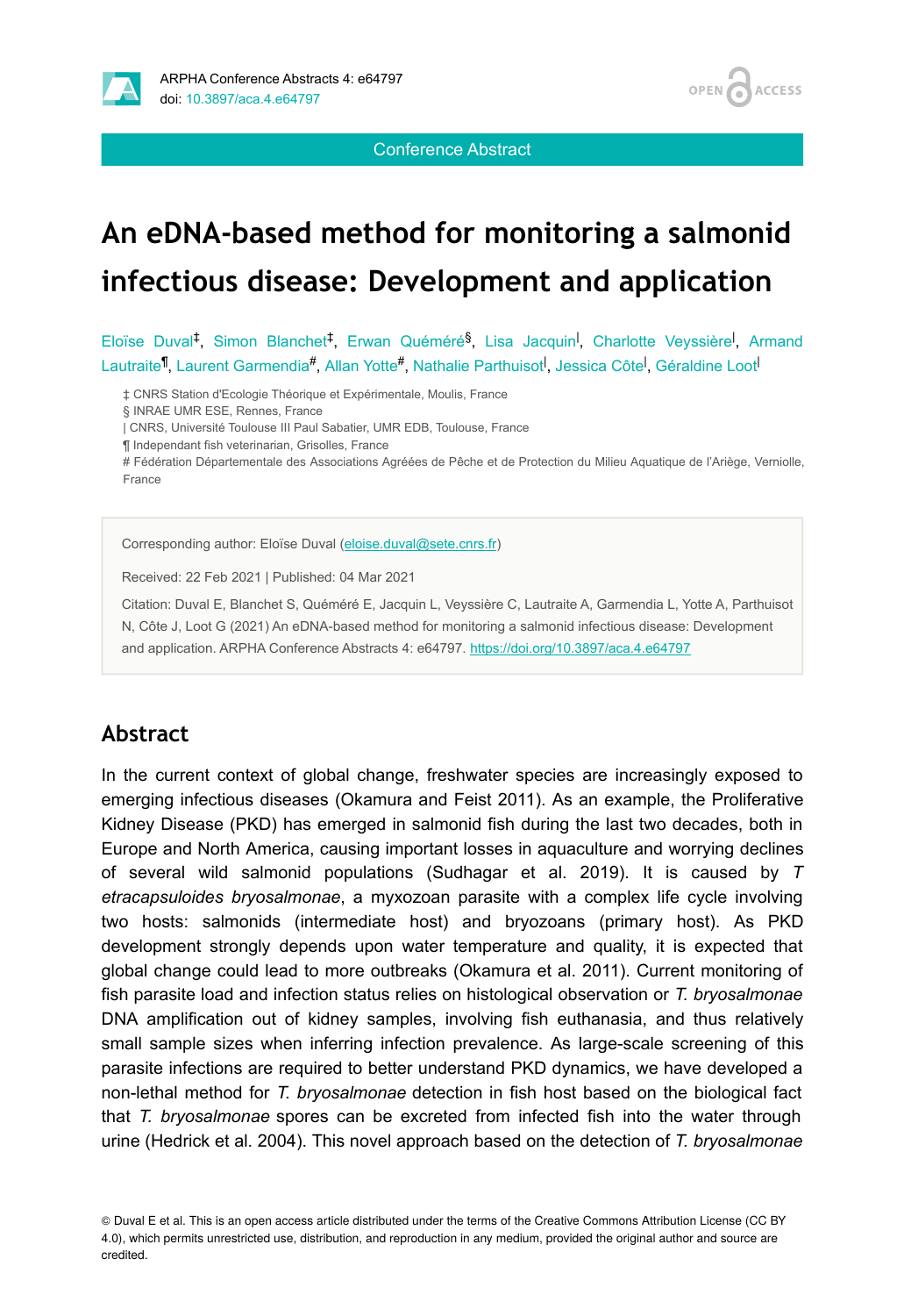Conference Abstract

# An eDNA-based method for monitoring a salmonid infectious disease: Development and application

Eloïse Duval[‡], Simon Blanchet[‡], Erwan Quéméré[§], Lisa Jacquin[|], Charlotte Veyssière[|], Armand Lautraite[¶], Laurent Garmendia[#], Allan Yotte[#], Nathalie Parthuisot[|], Jessica Côte[|], Géraldine Loot[|]

‡ CNRS Station d'Ecologie Théorique et Expérimentale, Moulis, France

§ INRAE UMR ESE, Rennes, France

| CNRS, Université Toulouse III Paul Sabatier, UMR EDB, Toulouse, France

¶ Independant fish veterinarian, Grisolles, France

# Fédération Départementale des Associations Agréées de Pêche et de Protection du Milieu Aquatique de l'Ariège, Verniolle, France

Corresponding author: Eloïse Duval (eloise.duval@sete.cnrs.fr)

Received: 22 Feb 2021 | Published: 04 Mar 2021

Citation: Duval E, Blanchet S, Quéméré E, Jacquin L, Veyssière C, Lautraite A, Garmendia L, Yotte A, Parthuisot N, Côte J, Loot G (2021) An eDNA-based method for monitoring a salmonid infectious disease: Development and application. ARPHA Conference Abstracts 4: e64797. https://doi.org/10.3897/aca.4.e64797

## Abstract

In the current context of global change, freshwater species are increasingly exposed to emerging infectious diseases (Okamura and Feist 2011). As an example, the Proliferative Kidney Disease (PKD) has emerged in salmonid fish during the last two decades, both in Europe and North America, causing important losses in aquaculture and worrying declines of several wild salmonid populations (Sudhagar et al. 2019). It is caused by *T etracapsuloides bryosalmonae*, a myxozoan parasite with a complex life cycle involving two hosts: salmonids (intermediate host) and bryozoans (primary host). As PKD development strongly depends upon water temperature and quality, it is expected that global change could lead to more outbreaks (Okamura et al. 2011). Current monitoring of fish parasite load and infection status relies on histological observation or *T. bryosalmonae* DNA amplification out of kidney samples, involving fish euthanasia, and thus relatively small sample sizes when inferring infection prevalence. As large-scale screening of this parasite infections are required to better understand PKD dynamics, we have developed a non-lethal method for *T. bryosalmonae* detection in fish host based on the biological fact that *T. bryosalmonae* spores can be excreted from infected fish into the water through urine (Hedrick et al. 2004). This novel approach based on the detection of *T. bryosalmonae*

© Duval E et al. This is an open access article distributed under the terms of the Creative Commons Attribution License (CC BY 4.0), which permits unrestricted use, distribution, and reproduction in any medium, provided the original author and source are credited.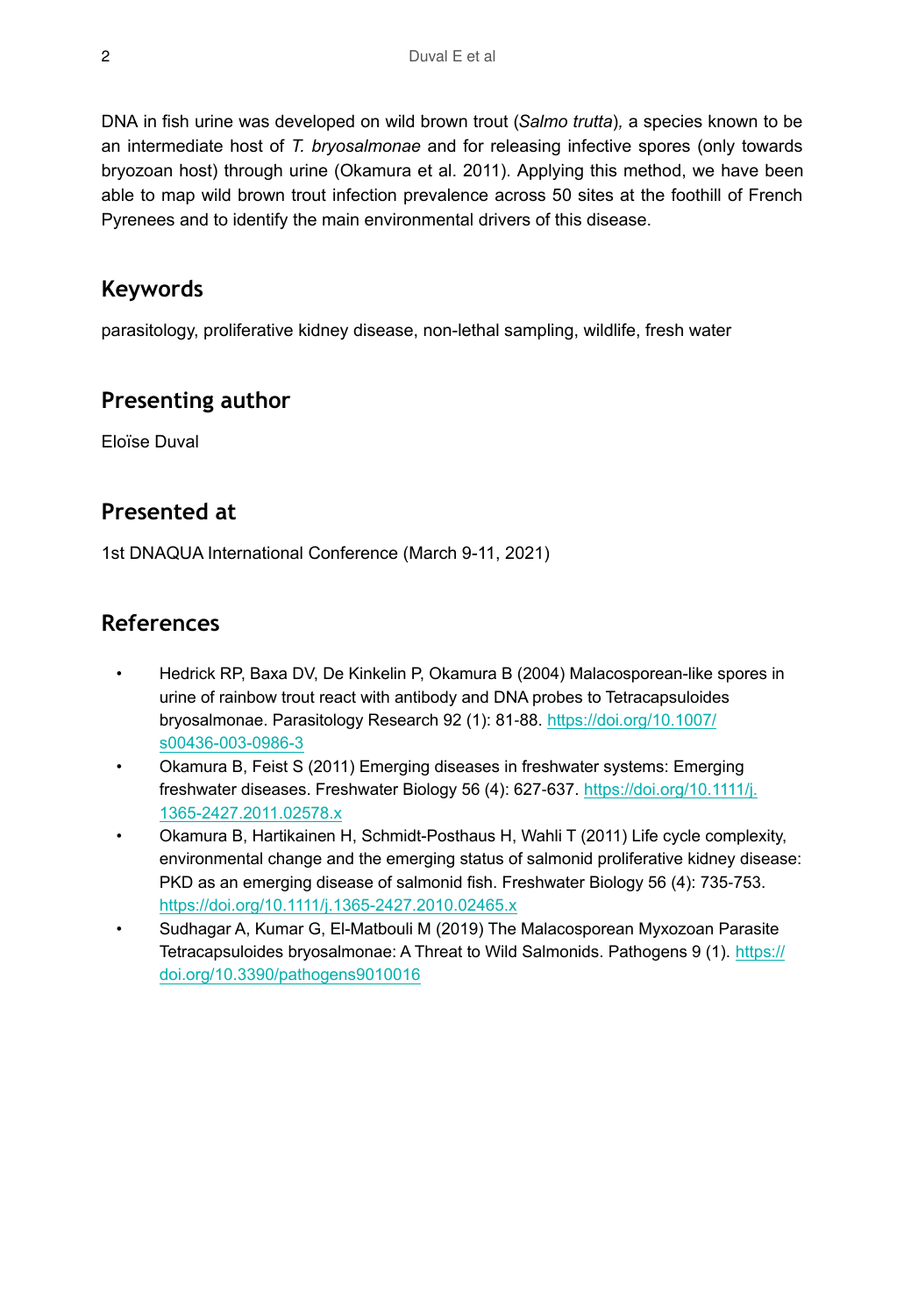DNA in fish urine was developed on wild brown trout (*Salmo trutta*), a species known to be an intermediate host of *T. bryosalmonae* and for releasing infective spores (only towards bryozoan host) through urine (Okamura et al. 2011). Applying this method, we have been able to map wild brown trout infection prevalence across 50 sites at the foothill of French Pyrenees and to identify the main environmental drivers of this disease.

## Keywords

parasitology, proliferative kidney disease, non-lethal sampling, wildlife, fresh water

## Presenting author

Eloïse Duval

## Presented at

1st DNAQUA International Conference (March 9-11, 2021)

## References

- Hedrick RP, Baxa DV, De Kinkelin P, Okamura B (2004) Malacosporean-like spores in urine of rainbow trout react with antibody and DNA probes to Tetracapsuloides bryosalmonae. Parasitology Research 92 (1): 81-88. https://doi.org/10.1007/s00436-003-0986-3
- Okamura B, Feist S (2011) Emerging diseases in freshwater systems: Emerging freshwater diseases. Freshwater Biology 56 (4): 627-637. https://doi.org/10.1111/j.1365-2427.2011.02578.x
- Okamura B, Hartikainen H, Schmidt-Posthaus H, Wahli T (2011) Life cycle complexity, environmental change and the emerging status of salmonid proliferative kidney disease: PKD as an emerging disease of salmonid fish. Freshwater Biology 56 (4): 735-753. https://doi.org/10.1111/j.1365-2427.2010.02465.x
- Sudhagar A, Kumar G, El-Matbouli M (2019) The Malacosporean Myxozoan Parasite Tetracapsuloides bryosalmonae: A Threat to Wild Salmonids. Pathogens 9 (1). https://doi.org/10.3390/pathogens9010016